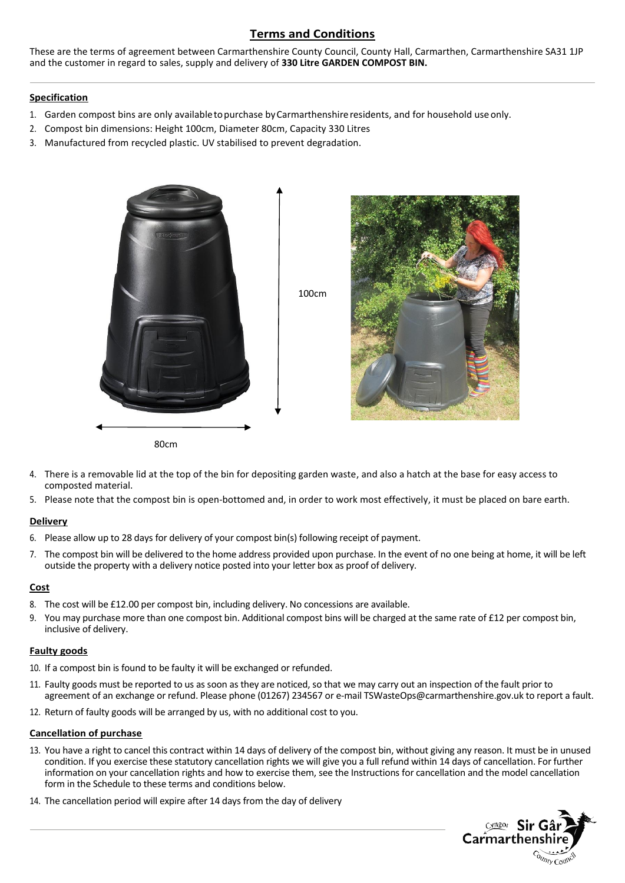# Terms and Conditions

These are the terms of agreement between Carmarthenshire County Council, County Hall, Carmarthen, Carmarthenshire SA31 1JP and the customer in regard to sales, supply and delivery of **330 Litre GARDEN COMPOST BIN.**

## Specification

1. Garden compost bins are only available to purchase by Carmarthenshire residents, and for household use only.
2. Compost bin dimensions: Height 100cm, Diameter 80cm, Capacity 330 Litres
3. Manufactured from recycled plastic. UV stabilised to prevent degradation.

100cm

80cm

4. There is a removable lid at the top of the bin for depositing garden waste, and also a hatch at the base for easy access to composted material.
5. Please note that the compost bin is open-bottomed and, in order to work most effectively, it must be placed on bare earth.

## Delivery

6. Please allow up to 28 days for delivery of your compost bin(s) following receipt of payment.
7. The compost bin will be delivered to the home address provided upon purchase. In the event of no one being at home, it will be left outside the property with a delivery notice posted into your letter box as proof of delivery.

## Cost

8. The cost will be £12.00 per compost bin, including delivery. No concessions are available.
9. You may purchase more than one compost bin. Additional compost bins will be charged at the same rate of £12 per compost bin, inclusive of delivery.

## Faulty goods

10. If a compost bin is found to be faulty it will be exchanged or refunded.
11. Faulty goods must be reported to us as soon as they are noticed, so that we may carry out an inspection of the fault prior to agreement of an exchange or refund. Please phone (01267) 234567 or e-mail TSWasteOps@carmarthenshire.gov.uk to report a fault.
12. Return of faulty goods will be arranged by us, with no additional cost to you.

## Cancellation of purchase

13. You have a right to cancel this contract within 14 days of delivery of the compost bin, without giving any reason. It must be in unused condition. If you exercise these statutory cancellation rights we will give you a full refund within 14 days of cancellation. For further information on your cancellation rights and how to exercise them, see the Instructions for cancellation and the model cancellation form in the Schedule to these terms and conditions below.
14. The cancellation period will expire after 14 days from the day of delivery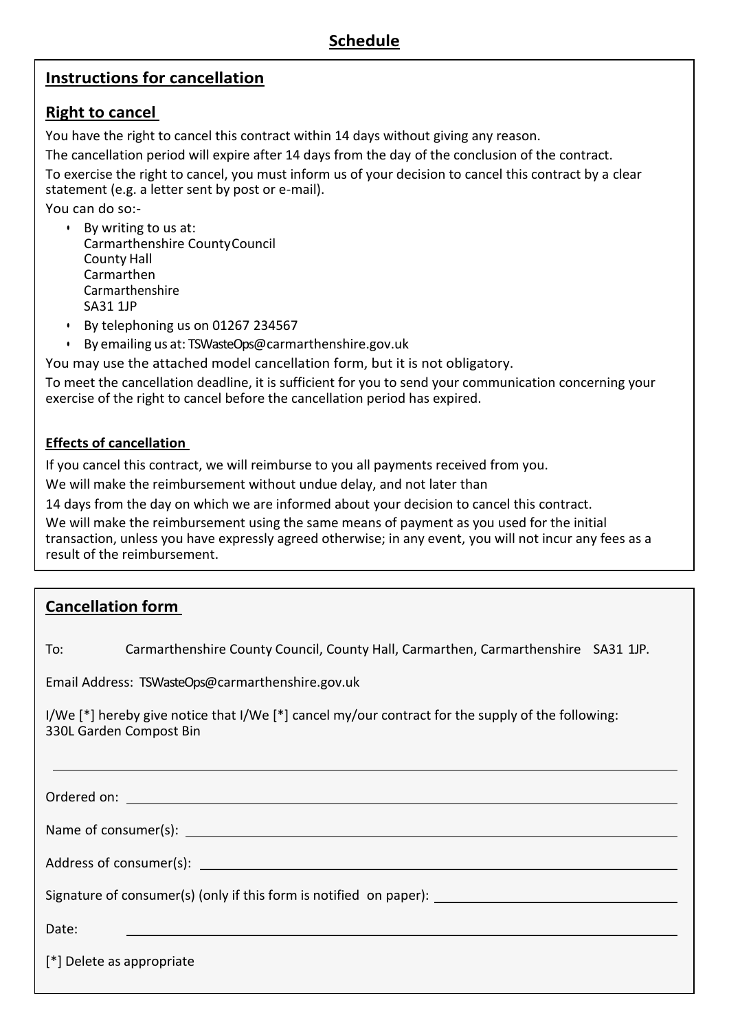# Schedule

## Instructions for cancellation

## Right to cancel

You have the right to cancel this contract within 14 days without giving any reason.

The cancellation period will expire after 14 days from the day of the conclusion of the contract.

To exercise the right to cancel, you must inform us of your decision to cancel this contract by a clear statement (e.g. a letter sent by post or e-mail).

You can do so:-

- By writing to us at:
  Carmarthenshire County Council
  County Hall
  Carmarthen
  Carmarthenshire
  SA31 1JP
- By telephoning us on 01267 234567
- By emailing us at: TSWasteOps@carmarthenshire.gov.uk

You may use the attached model cancellation form, but it is not obligatory.

To meet the cancellation deadline, it is sufficient for you to send your communication concerning your exercise of the right to cancel before the cancellation period has expired.

### Effects of cancellation

If you cancel this contract, we will reimburse to you all payments received from you.

We will make the reimbursement without undue delay, and not later than

14 days from the day on which we are informed about your decision to cancel this contract.

We will make the reimbursement using the same means of payment as you used for the initial transaction, unless you have expressly agreed otherwise; in any event, you will not incur any fees as a result of the reimbursement.

## Cancellation form

To: Carmarthenshire County Council, County Hall, Carmarthen, Carmarthenshire SA31 1JP.

Email Address: TSWasteOps@carmarthenshire.gov.uk

I/We [*] hereby give notice that I/We [*] cancel my/our contract for the supply of the following:
330L Garden Compost Bin

______________________________

Ordered on: ______________________________

Name of consumer(s): ______________________________

Address of consumer(s): ______________________________

Signature of consumer(s) (only if this form is notified on paper): ______________________________

Date: ______________________________

[*] Delete as appropriate